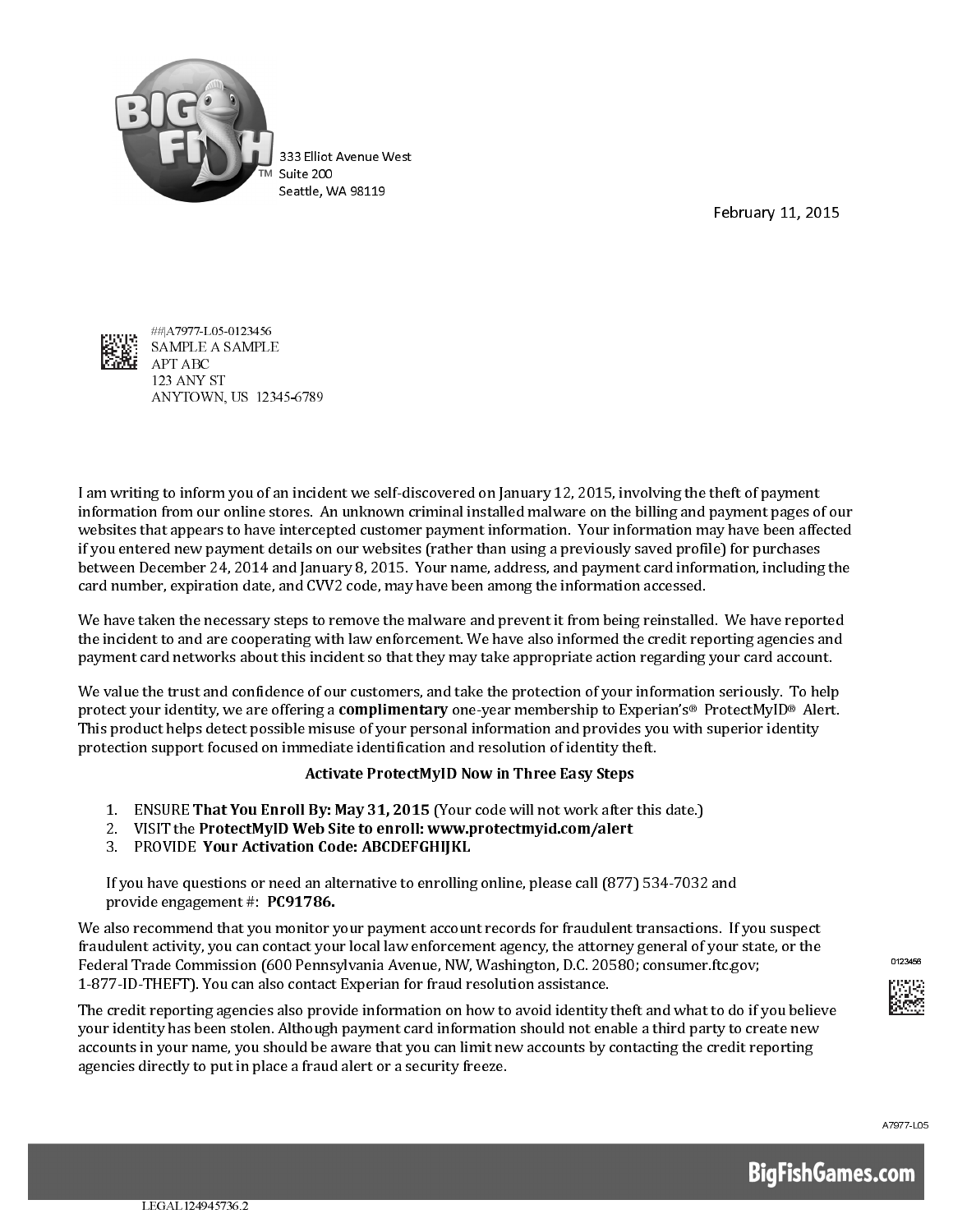BIG FISH™

333 Elliot Avenue West
Suite 200
Seattle, WA 98119

February 11, 2015

##|A7977-L05-0123456
SAMPLE A SAMPLE
APT ABC
123 ANY ST
ANYTOWN, US 12345-6789

I am writing to inform you of an incident we self-discovered on January 12, 2015, involving the theft of payment information from our online stores. An unknown criminal installed malware on the billing and payment pages of our websites that appears to have intercepted customer payment information. Your information may have been affected if you entered new payment details on our websites (rather than using a previously saved profile) for purchases between December 24, 2014 and January 8, 2015. Your name, address, and payment card information, including the card number, expiration date, and CVV2 code, may have been among the information accessed.

We have taken the necessary steps to remove the malware and prevent it from being reinstalled. We have reported the incident to and are cooperating with law enforcement. We have also informed the credit reporting agencies and payment card networks about this incident so that they may take appropriate action regarding your card account.

We value the trust and confidence of our customers, and take the protection of your information seriously. To help protect your identity, we are offering a **complimentary** one-year membership to Experian's® ProtectMyID® Alert. This product helps detect possible misuse of your personal information and provides you with superior identity protection support focused on immediate identification and resolution of identity theft.

**Activate ProtectMyID Now in Three Easy Steps**

1. ENSURE **That You Enroll By: May 31, 2015** (Your code will not work after this date.)
2. VISIT the **ProtectMyID Web Site to enroll: www.protectmyid.com/alert**
3. PROVIDE **Your Activation Code: ABCDEFGHIJKL**

If you have questions or need an alternative to enrolling online, please call (877) 534-7032 and provide engagement #: **PC91786.**

We also recommend that you monitor your payment account records for fraudulent transactions. If you suspect fraudulent activity, you can contact your local law enforcement agency, the attorney general of your state, or the Federal Trade Commission (600 Pennsylvania Avenue, NW, Washington, D.C. 20580; consumer.ftc.gov; 1-877-ID-THEFT). You can also contact Experian for fraud resolution assistance.

The credit reporting agencies also provide information on how to avoid identity theft and what to do if you believe your identity has been stolen. Although payment card information should not enable a third party to create new accounts in your name, you should be aware that you can limit new accounts by contacting the credit reporting agencies directly to put in place a fraud alert or a security freeze.

0123456

A7977-L05

BigFishGames.com

LEGAL124945736.2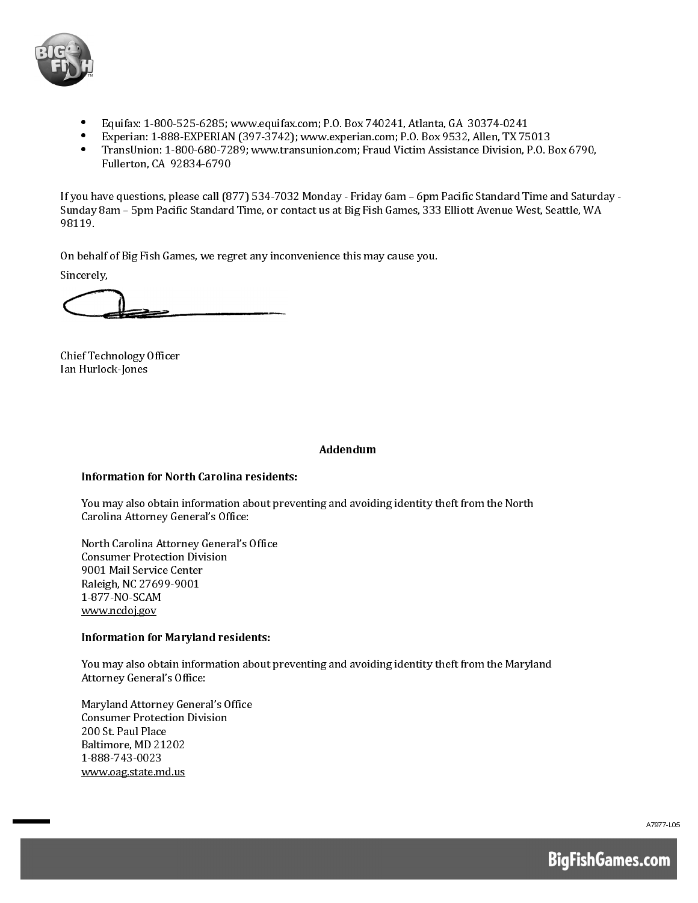- Equifax: 1-800-525-6285; www.equifax.com; P.O. Box 740241, Atlanta, GA 30374-0241
- Experian: 1-888-EXPERIAN (397-3742); www.experian.com; P.O. Box 9532, Allen, TX 75013
- TransUnion: 1-800-680-7289; www.transunion.com; Fraud Victim Assistance Division, P.O. Box 6790, Fullerton, CA 92834-6790

If you have questions, please call (877) 534-7032 Monday - Friday 6am – 6pm Pacific Standard Time and Saturday - Sunday 8am – 5pm Pacific Standard Time, or contact us at Big Fish Games, 333 Elliott Avenue West, Seattle, WA 98119.

On behalf of Big Fish Games, we regret any inconvenience this may cause you.

Sincerely,

Chief Technology Officer
Ian Hurlock-Jones

**Addendum**

**Information for North Carolina residents:**

You may also obtain information about preventing and avoiding identity theft from the North Carolina Attorney General's Office:

North Carolina Attorney General's Office
Consumer Protection Division
9001 Mail Service Center
Raleigh, NC 27699-9001
1-877-NO-SCAM
www.ncdoj.gov

**Information for Maryland residents:**

You may also obtain information about preventing and avoiding identity theft from the Maryland Attorney General's Office:

Maryland Attorney General's Office
Consumer Protection Division
200 St. Paul Place
Baltimore, MD 21202
1-888-743-0023
www.oag.state.md.us

A7977-L05